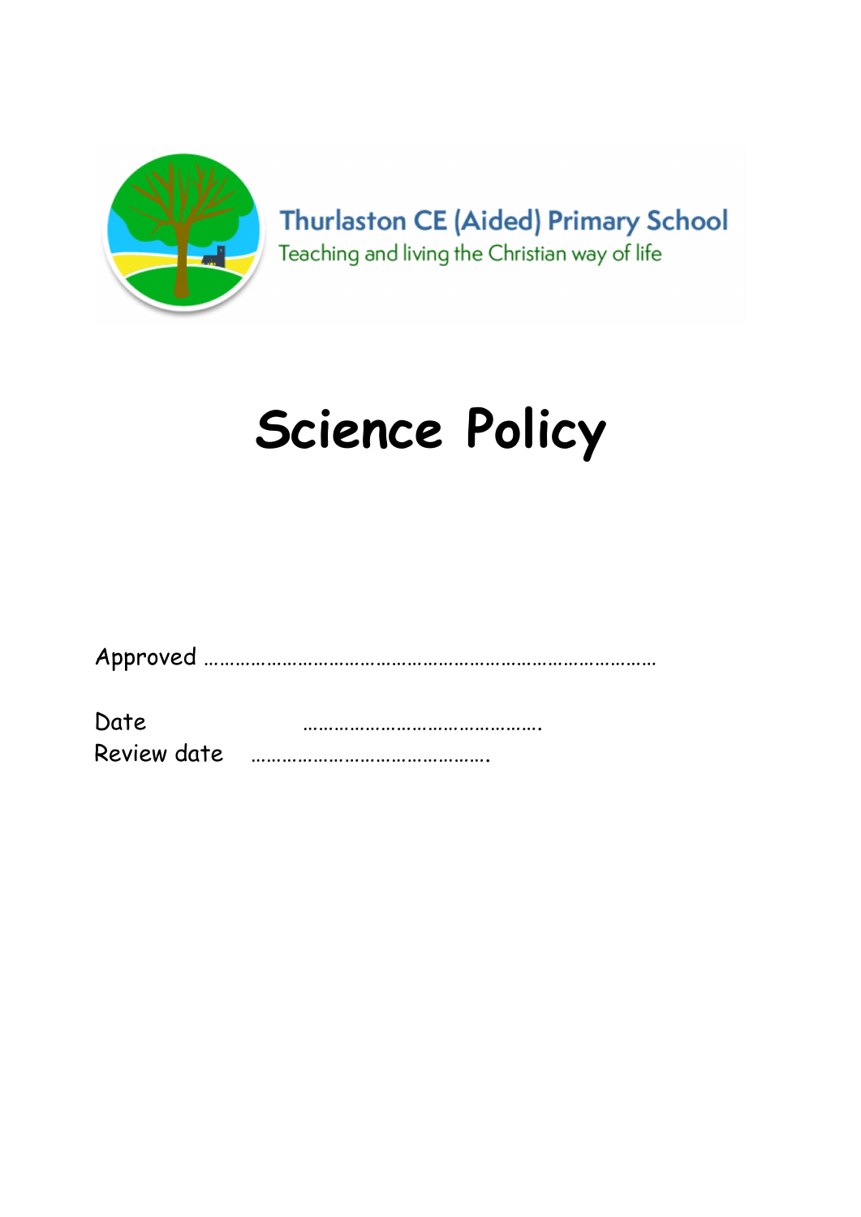Thurlaston CE (Aided) Primary School

Teaching and living the Christian way of life

# Science Policy

Approved ……………………………………………………………………………

Date ……………………………………….

Review date ……………………………………….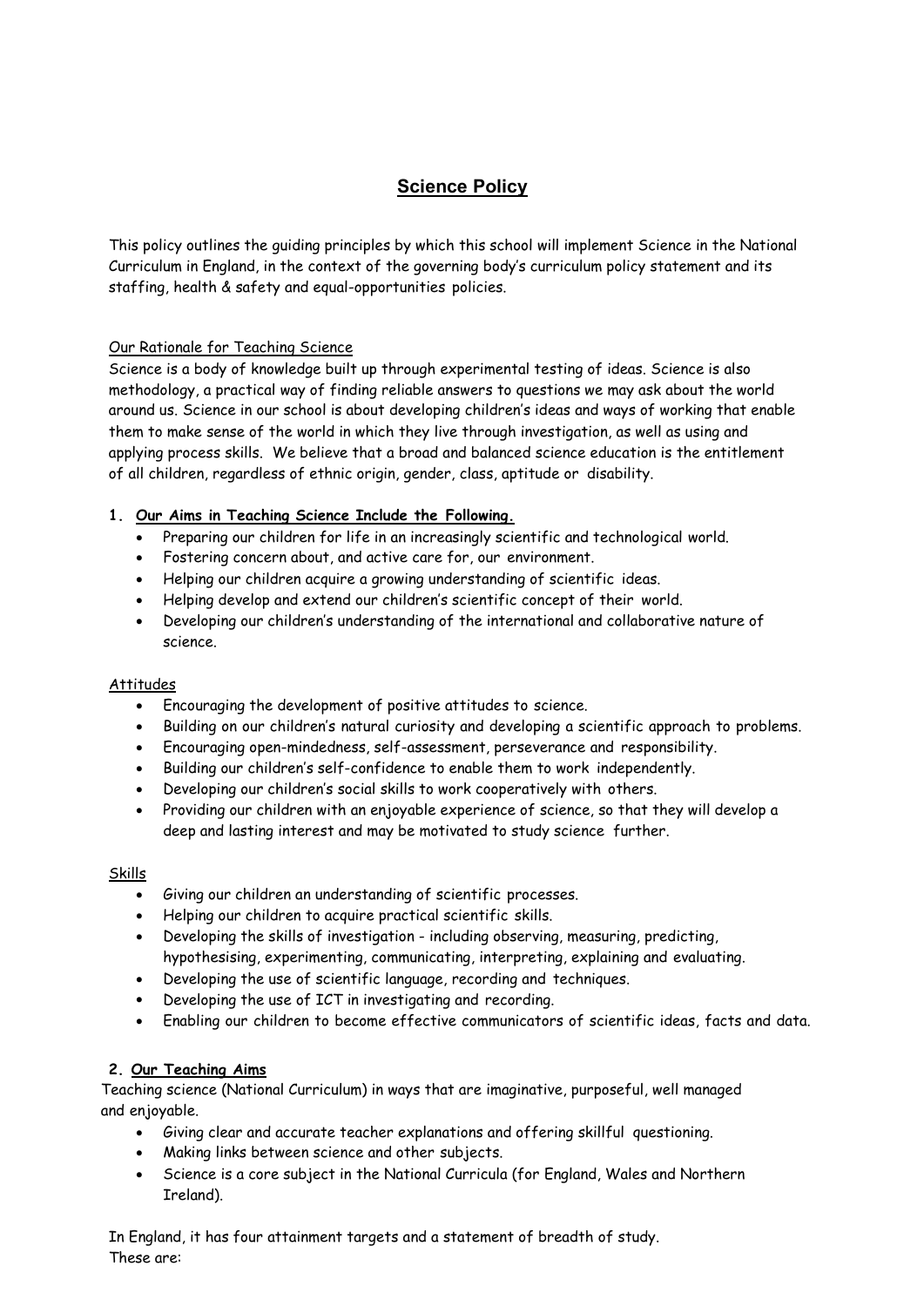## Science Policy

This policy outlines the guiding principles by which this school will implement Science in the National Curriculum in England, in the context of the governing body's curriculum policy statement and its staffing, health & safety and equal-opportunities policies.

Our Rationale for Teaching Science

Science is a body of knowledge built up through experimental testing of ideas. Science is also methodology, a practical way of finding reliable answers to questions we may ask about the world around us. Science in our school is about developing children's ideas and ways of working that enable them to make sense of the world in which they live through investigation, as well as using and applying process skills. We believe that a broad and balanced science education is the entitlement of all children, regardless of ethnic origin, gender, class, aptitude or disability.

### 1. Our Aims in Teaching Science Include the Following.

- Preparing our children for life in an increasingly scientific and technological world.
- Fostering concern about, and active care for, our environment.
- Helping our children acquire a growing understanding of scientific ideas.
- Helping develop and extend our children's scientific concept of their world.
- Developing our children's understanding of the international and collaborative nature of science.

Attitudes

- Encouraging the development of positive attitudes to science.
- Building on our children's natural curiosity and developing a scientific approach to problems.
- Encouraging open-mindedness, self-assessment, perseverance and responsibility.
- Building our children's self-confidence to enable them to work independently.
- Developing our children's social skills to work cooperatively with others.
- Providing our children with an enjoyable experience of science, so that they will develop a deep and lasting interest and may be motivated to study science further.

Skills

- Giving our children an understanding of scientific processes.
- Helping our children to acquire practical scientific skills.
- Developing the skills of investigation - including observing, measuring, predicting, hypothesising, experimenting, communicating, interpreting, explaining and evaluating.
- Developing the use of scientific language, recording and techniques.
- Developing the use of ICT in investigating and recording.
- Enabling our children to become effective communicators of scientific ideas, facts and data.

### 2. Our Teaching Aims

Teaching science (National Curriculum) in ways that are imaginative, purposeful, well managed and enjoyable.

- Giving clear and accurate teacher explanations and offering skillful questioning.
- Making links between science and other subjects.
- Science is a core subject in the National Curricula (for England, Wales and Northern Ireland).

In England, it has four attainment targets and a statement of breadth of study. These are: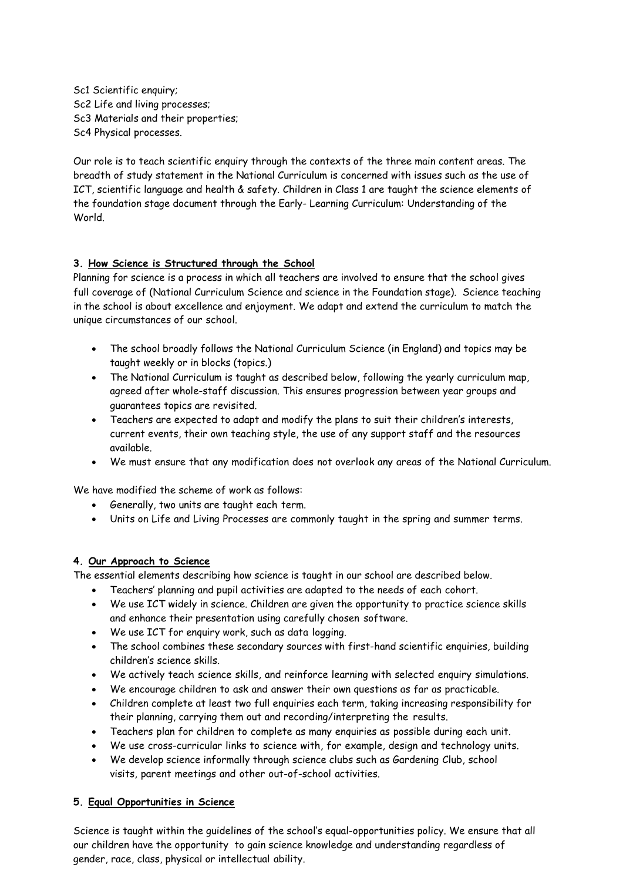Sc1 Scientific enquiry;
Sc2 Life and living processes;
Sc3 Materials and their properties;
Sc4 Physical processes.

Our role is to teach scientific enquiry through the contexts of the three main content areas. The breadth of study statement in the National Curriculum is concerned with issues such as the use of ICT, scientific language and health & safety. Children in Class 1 are taught the science elements of the foundation stage document through the Early- Learning Curriculum: Understanding of the World.

### 3. <u>How Science is Structured through the School</u>

Planning for science is a process in which all teachers are involved to ensure that the school gives full coverage of (National Curriculum Science and science in the Foundation stage). Science teaching in the school is about excellence and enjoyment. We adapt and extend the curriculum to match the unique circumstances of our school.

- The school broadly follows the National Curriculum Science (in England) and topics may be taught weekly or in blocks (topics.)
- The National Curriculum is taught as described below, following the yearly curriculum map, agreed after whole-staff discussion. This ensures progression between year groups and guarantees topics are revisited.
- Teachers are expected to adapt and modify the plans to suit their children's interests, current events, their own teaching style, the use of any support staff and the resources available.
- We must ensure that any modification does not overlook any areas of the National Curriculum.

We have modified the scheme of work as follows:

- Generally, two units are taught each term.
- Units on Life and Living Processes are commonly taught in the spring and summer terms.

### 4. <u>Our Approach to Science</u>

The essential elements describing how science is taught in our school are described below.

- Teachers' planning and pupil activities are adapted to the needs of each cohort.
- We use ICT widely in science. Children are given the opportunity to practice science skills and enhance their presentation using carefully chosen software.
- We use ICT for enquiry work, such as data logging.
- The school combines these secondary sources with first-hand scientific enquiries, building children's science skills.
- We actively teach science skills, and reinforce learning with selected enquiry simulations.
- We encourage children to ask and answer their own questions as far as practicable.
- Children complete at least two full enquiries each term, taking increasing responsibility for their planning, carrying them out and recording/interpreting the results.
- Teachers plan for children to complete as many enquiries as possible during each unit.
- We use cross-curricular links to science with, for example, design and technology units.
- We develop science informally through science clubs such as Gardening Club, school visits, parent meetings and other out-of-school activities.

### 5. <u>Equal Opportunities in Science</u>

Science is taught within the guidelines of the school's equal-opportunities policy. We ensure that all our children have the opportunity to gain science knowledge and understanding regardless of gender, race, class, physical or intellectual ability.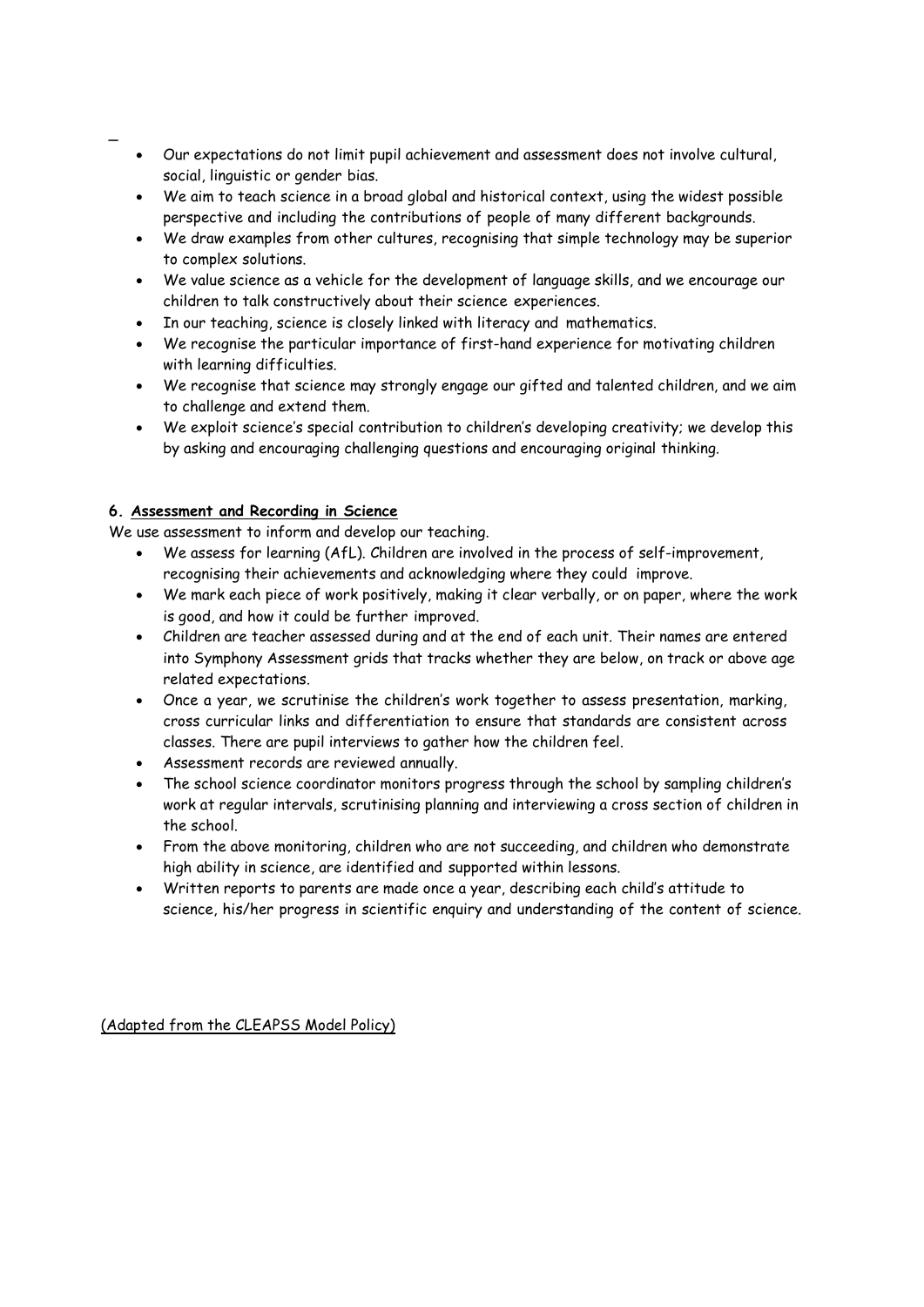- Our expectations do not limit pupil achievement and assessment does not involve cultural, social, linguistic or gender bias.
- We aim to teach science in a broad global and historical context, using the widest possible perspective and including the contributions of people of many different backgrounds.
- We draw examples from other cultures, recognising that simple technology may be superior to complex solutions.
- We value science as a vehicle for the development of language skills, and we encourage our children to talk constructively about their science experiences.
- In our teaching, science is closely linked with literacy and mathematics.
- We recognise the particular importance of first-hand experience for motivating children with learning difficulties.
- We recognise that science may strongly engage our gifted and talented children, and we aim to challenge and extend them.
- We exploit science's special contribution to children's developing creativity; we develop this by asking and encouraging challenging questions and encouraging original thinking.

### 6. Assessment and Recording in Science

We use assessment to inform and develop our teaching.

- We assess for learning (AfL). Children are involved in the process of self-improvement, recognising their achievements and acknowledging where they could improve.
- We mark each piece of work positively, making it clear verbally, or on paper, where the work is good, and how it could be further improved.
- Children are teacher assessed during and at the end of each unit. Their names are entered into Symphony Assessment grids that tracks whether they are below, on track or above age related expectations.
- Once a year, we scrutinise the children's work together to assess presentation, marking, cross curricular links and differentiation to ensure that standards are consistent across classes. There are pupil interviews to gather how the children feel.
- Assessment records are reviewed annually.
- The school science coordinator monitors progress through the school by sampling children's work at regular intervals, scrutinising planning and interviewing a cross section of children in the school.
- From the above monitoring, children who are not succeeding, and children who demonstrate high ability in science, are identified and supported within lessons.
- Written reports to parents are made once a year, describing each child's attitude to science, his/her progress in scientific enquiry and understanding of the content of science.

(Adapted from the CLEAPSS Model Policy)